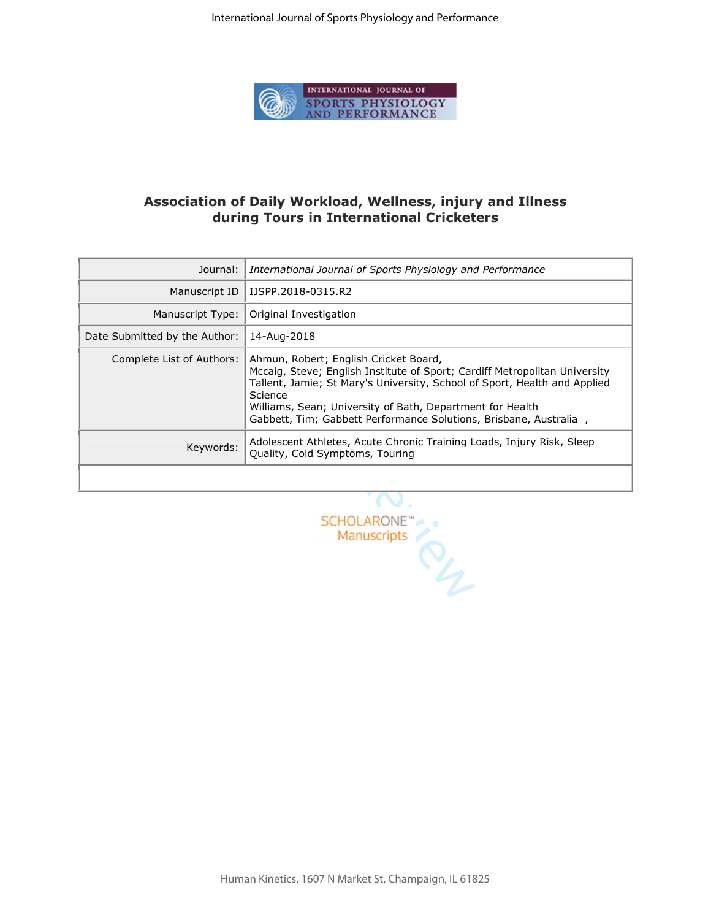# Association of Daily Workload, Wellness, injury and Illness during Tours in International Cricketers

| | |
|---|---|
| Journal: | *International Journal of Sports Physiology and Performance* |
| Manuscript ID | IJSPP.2018-0315.R2 |
| Manuscript Type: | Original Investigation |
| Date Submitted by the Author: | 14-Aug-2018 |
| Complete List of Authors: | Ahmun, Robert; English Cricket Board,<br>Mccaig, Steve; English Institute of Sport; Cardiff Metropolitan University<br>Tallent, Jamie; St Mary's University, School of Sport, Health and Applied Science<br>Williams, Sean; University of Bath, Department for Health<br>Gabbett, Tim; Gabbett Performance Solutions, Brisbane, Australia , |
| Keywords: | Adolescent Athletes, Acute Chronic Training Loads, Injury Risk, Sleep Quality, Cold Symptoms, Touring |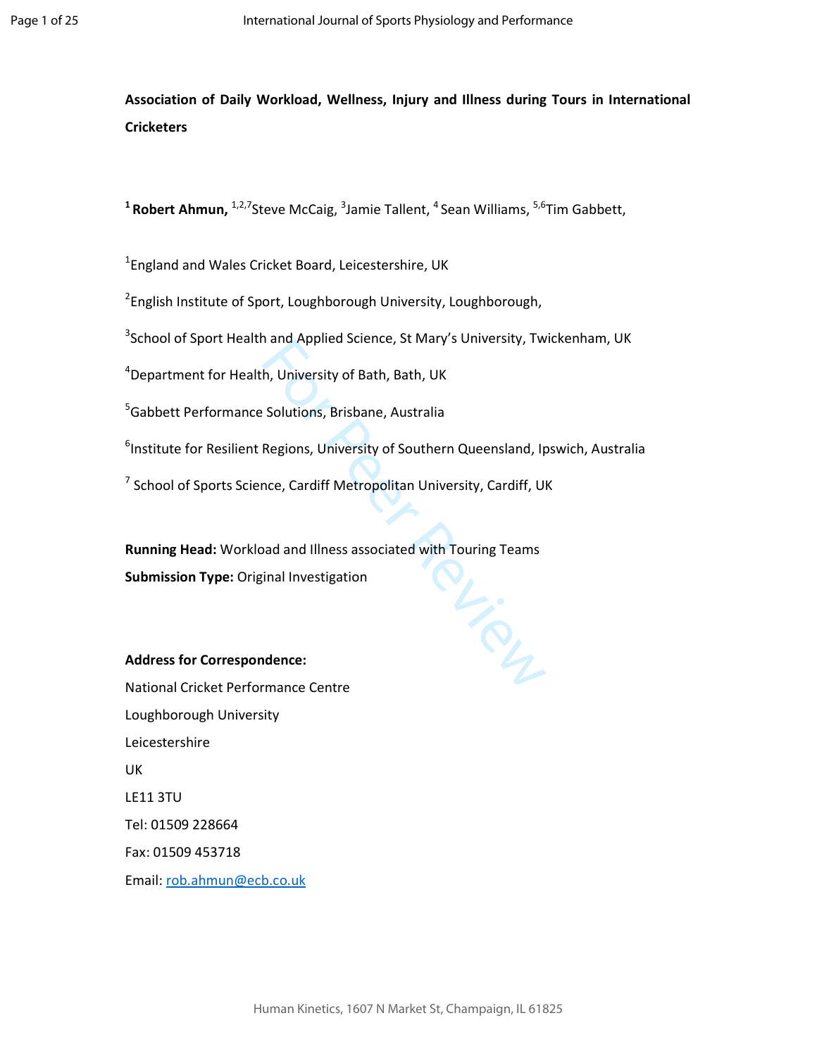**Association of Daily Workload, Wellness, Injury and Illness during Tours in International Cricketers**

[1] **Robert Ahmun,** [1,2,7]Steve McCaig, [3]Jamie Tallent, [4] Sean Williams, [5,6]Tim Gabbett,

[1]England and Wales Cricket Board, Leicestershire, UK

[2]English Institute of Sport, Loughborough University, Loughborough,

[3]School of Sport Health and Applied Science, St Mary's University, Twickenham, UK

[4]Department for Health, University of Bath, Bath, UK

[5]Gabbett Performance Solutions, Brisbane, Australia

[6]Institute for Resilient Regions, University of Southern Queensland, Ipswich, Australia

[7] School of Sports Science, Cardiff Metropolitan University, Cardiff, UK

**Running Head:** Workload and Illness associated with Touring Teams

**Submission Type:** Original Investigation

**Address for Correspondence:**

National Cricket Performance Centre

Loughborough University

Leicestershire

UK

LE11 3TU

Tel: 01509 228664

Fax: 01509 453718

Email: rob.ahmun@ecb.co.uk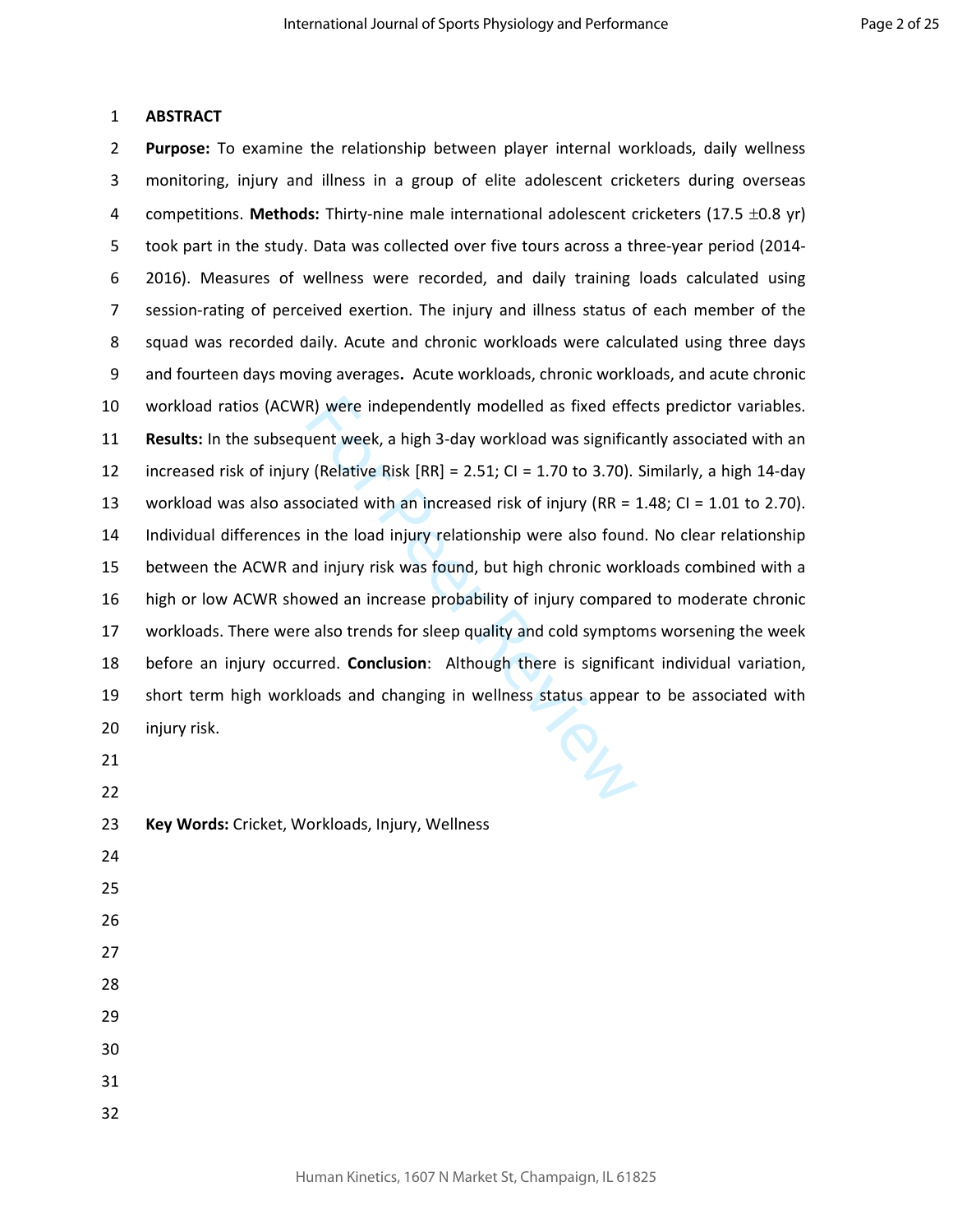## ABSTRACT

**Purpose:** To examine the relationship between player internal workloads, daily wellness monitoring, injury and illness in a group of elite adolescent cricketers during overseas competitions. **Methods:** Thirty-nine male international adolescent cricketers (17.5 ±0.8 yr) took part in the study. Data was collected over five tours across a three-year period (2014-2016). Measures of wellness were recorded, and daily training loads calculated using session-rating of perceived exertion. The injury and illness status of each member of the squad was recorded daily. Acute and chronic workloads were calculated using three days and fourteen days moving averages**.** Acute workloads, chronic workloads, and acute chronic workload ratios (ACWR) were independently modelled as fixed effects predictor variables. **Results:** In the subsequent week, a high 3-day workload was significantly associated with an increased risk of injury (Relative Risk [RR] = 2.51; CI = 1.70 to 3.70). Similarly, a high 14-day workload was also associated with an increased risk of injury (RR = 1.48; CI = 1.01 to 2.70). Individual differences in the load injury relationship were also found. No clear relationship between the ACWR and injury risk was found, but high chronic workloads combined with a high or low ACWR showed an increase probability of injury compared to moderate chronic workloads. There were also trends for sleep quality and cold symptoms worsening the week before an injury occurred. **Conclusion**: Although there is significant individual variation, short term high workloads and changing in wellness status appear to be associated with injury risk.

**Key Words:** Cricket, Workloads, Injury, Wellness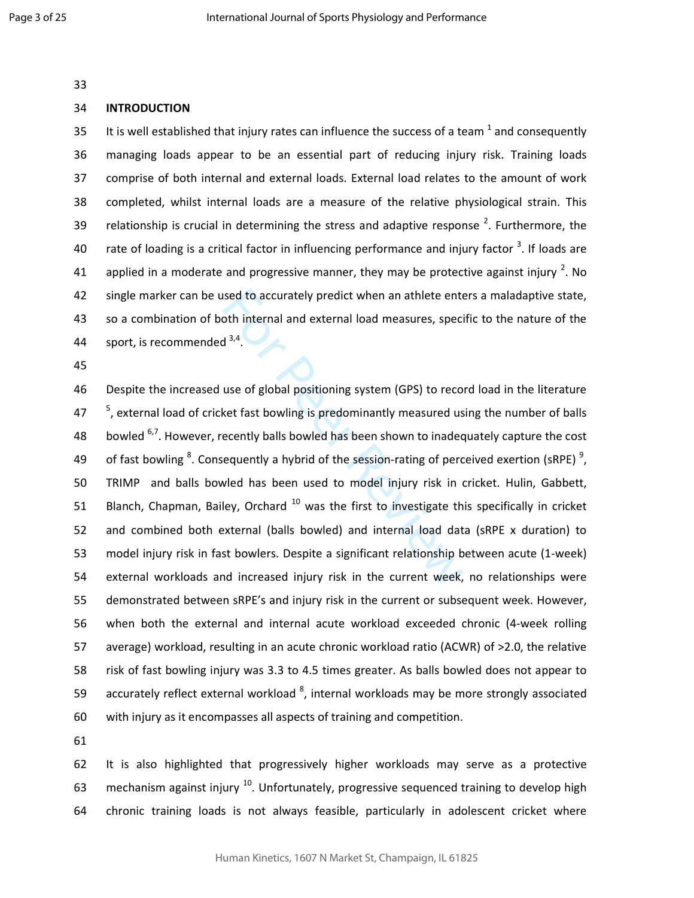## INTRODUCTION

It is well established that injury rates can influence the success of a team [1] and consequently managing loads appear to be an essential part of reducing injury risk. Training loads comprise of both internal and external loads. External load relates to the amount of work completed, whilst internal loads are a measure of the relative physiological strain. This relationship is crucial in determining the stress and adaptive response [2]. Furthermore, the rate of loading is a critical factor in influencing performance and injury factor [3]. If loads are applied in a moderate and progressive manner, they may be protective against injury [2]. No single marker can be used to accurately predict when an athlete enters a maladaptive state, so a combination of both internal and external load measures, specific to the nature of the sport, is recommended [3,4].

Despite the increased use of global positioning system (GPS) to record load in the literature [5], external load of cricket fast bowling is predominantly measured using the number of balls bowled [6,7]. However, recently balls bowled has been shown to inadequately capture the cost of fast bowling [8]. Consequently a hybrid of the session-rating of perceived exertion (sRPE) [9], TRIMP and balls bowled has been used to model injury risk in cricket. Hulin, Gabbett, Blanch, Chapman, Bailey, Orchard [10] was the first to investigate this specifically in cricket and combined both external (balls bowled) and internal load data (sRPE x duration) to model injury risk in fast bowlers. Despite a significant relationship between acute (1-week) external workloads and increased injury risk in the current week, no relationships were demonstrated between sRPE's and injury risk in the current or subsequent week. However, when both the external and internal acute workload exceeded chronic (4-week rolling average) workload, resulting in an acute chronic workload ratio (ACWR) of >2.0, the relative risk of fast bowling injury was 3.3 to 4.5 times greater. As balls bowled does not appear to accurately reflect external workload [8], internal workloads may be more strongly associated with injury as it encompasses all aspects of training and competition.

It is also highlighted that progressively higher workloads may serve as a protective mechanism against injury [10]. Unfortunately, progressive sequenced training to develop high chronic training loads is not always feasible, particularly in adolescent cricket where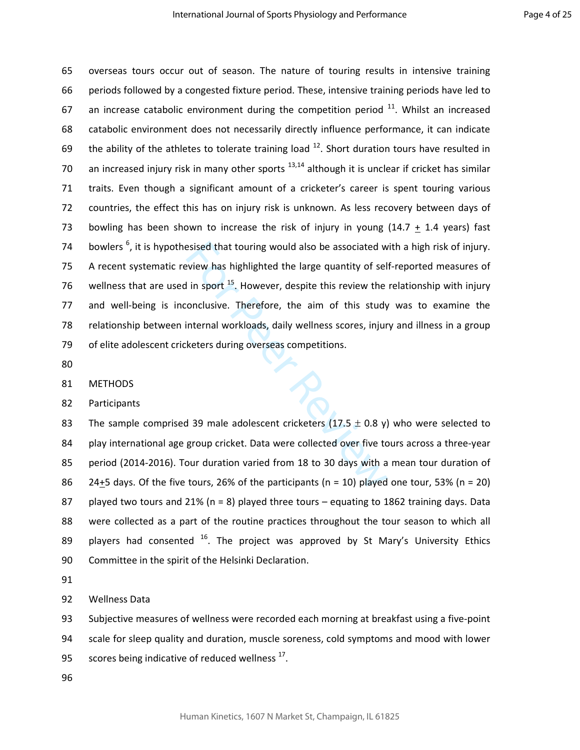overseas tours occur out of season. The nature of touring results in intensive training periods followed by a congested fixture period. These, intensive training periods have led to an increase catabolic environment during the competition period [11]. Whilst an increased catabolic environment does not necessarily directly influence performance, it can indicate the ability of the athletes to tolerate training load [12]. Short duration tours have resulted in an increased injury risk in many other sports [13,14] although it is unclear if cricket has similar traits. Even though a significant amount of a cricketer's career is spent touring various countries, the effect this has on injury risk is unknown. As less recovery between days of bowling has been shown to increase the risk of injury in young (14.7 $\pm$ 1.4 years) fast bowlers [6], it is hypothesised that touring would also be associated with a high risk of injury. A recent systematic review has highlighted the large quantity of self-reported measures of wellness that are used in sport [15]. However, despite this review the relationship with injury and well-being is inconclusive. Therefore, the aim of this study was to examine the relationship between internal workloads, daily wellness scores, injury and illness in a group of elite adolescent cricketers during overseas competitions.

## METHODS

### Participants

The sample comprised 39 male adolescent cricketers (17.5 $\pm$ 0.8 y) who were selected to play international age group cricket. Data were collected over five tours across a three-year period (2014-2016). Tour duration varied from 18 to 30 days with a mean tour duration of 24$\pm$5 days. Of the five tours, 26% of the participants (n = 10) played one tour, 53% (n = 20) played two tours and 21% (n = 8) played three tours – equating to 1862 training days. Data were collected as a part of the routine practices throughout the tour season to which all players had consented [16]. The project was approved by St Mary's University Ethics Committee in the spirit of the Helsinki Declaration.

### Wellness Data

Subjective measures of wellness were recorded each morning at breakfast using a five-point scale for sleep quality and duration, muscle soreness, cold symptoms and mood with lower scores being indicative of reduced wellness [17].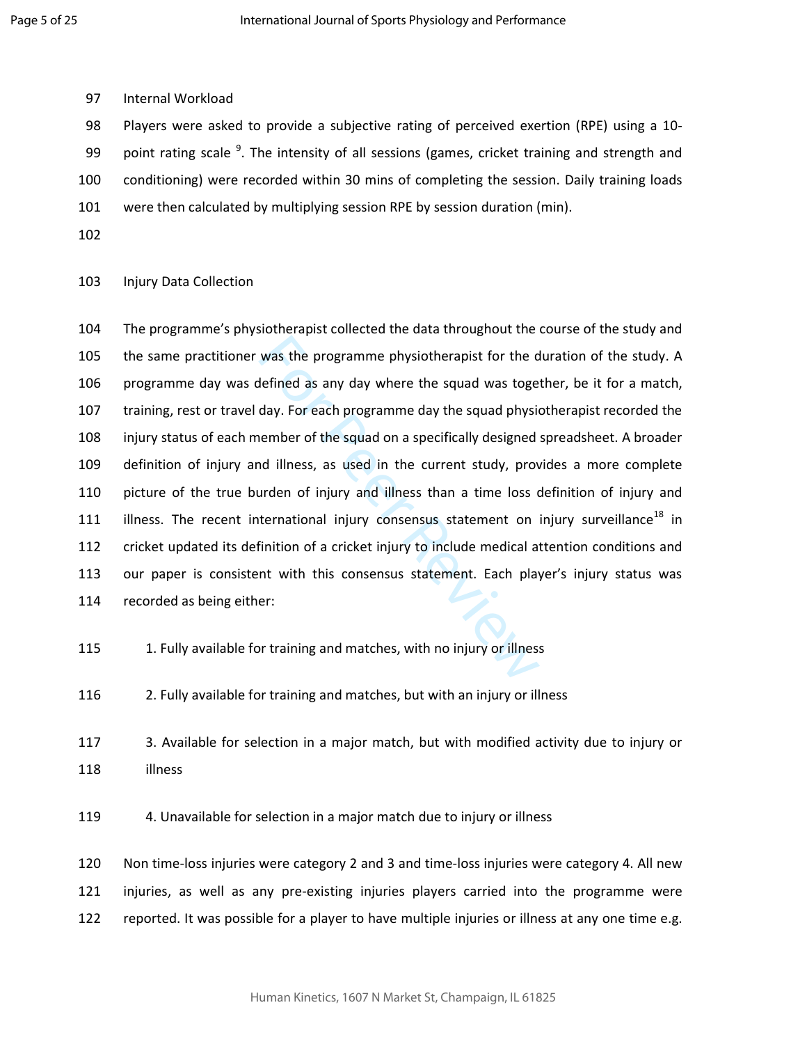Internal Workload

Players were asked to provide a subjective rating of perceived exertion (RPE) using a 10-point rating scale [9]. The intensity of all sessions (games, cricket training and strength and conditioning) were recorded within 30 mins of completing the session. Daily training loads were then calculated by multiplying session RPE by session duration (min).

Injury Data Collection

The programme's physiotherapist collected the data throughout the course of the study and the same practitioner was the programme physiotherapist for the duration of the study. A programme day was defined as any day where the squad was together, be it for a match, training, rest or travel day. For each programme day the squad physiotherapist recorded the injury status of each member of the squad on a specifically designed spreadsheet. A broader definition of injury and illness, as used in the current study, provides a more complete picture of the true burden of injury and illness than a time loss definition of injury and illness. The recent international injury consensus statement on injury surveillance[18] in cricket updated its definition of a cricket injury to include medical attention conditions and our paper is consistent with this consensus statement. Each player's injury status was recorded as being either:

1. Fully available for training and matches, with no injury or illness
2. Fully available for training and matches, but with an injury or illness
3. Available for selection in a major match, but with modified activity due to injury or illness
4. Unavailable for selection in a major match due to injury or illness

Non time-loss injuries were category 2 and 3 and time-loss injuries were category 4. All new injuries, as well as any pre-existing injuries players carried into the programme were reported. It was possible for a player to have multiple injuries or illness at any one time e.g.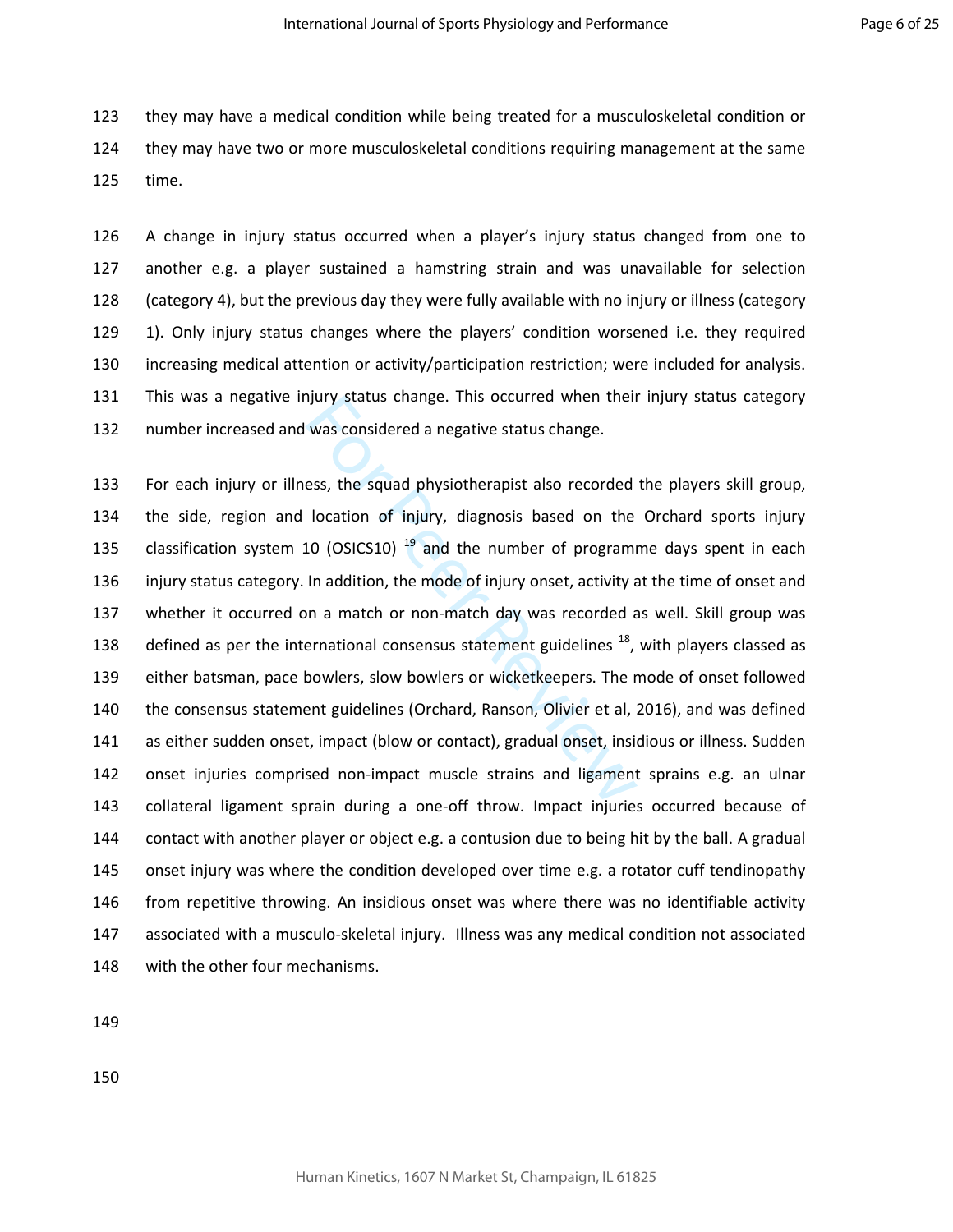they may have a medical condition while being treated for a musculoskeletal condition or they may have two or more musculoskeletal conditions requiring management at the same time.

A change in injury status occurred when a player's injury status changed from one to another e.g. a player sustained a hamstring strain and was unavailable for selection (category 4), but the previous day they were fully available with no injury or illness (category 1). Only injury status changes where the players' condition worsened i.e. they required increasing medical attention or activity/participation restriction; were included for analysis. This was a negative injury status change. This occurred when their injury status category number increased and was considered a negative status change.

For each injury or illness, the squad physiotherapist also recorded the players skill group, the side, region and location of injury, diagnosis based on the Orchard sports injury classification system 10 (OSICS10) [19] and the number of programme days spent in each injury status category. In addition, the mode of injury onset, activity at the time of onset and whether it occurred on a match or non-match day was recorded as well. Skill group was defined as per the international consensus statement guidelines [18], with players classed as either batsman, pace bowlers, slow bowlers or wicketkeepers. The mode of onset followed the consensus statement guidelines (Orchard, Ranson, Olivier et al, 2016), and was defined as either sudden onset, impact (blow or contact), gradual onset, insidious or illness. Sudden onset injuries comprised non-impact muscle strains and ligament sprains e.g. an ulnar collateral ligament sprain during a one-off throw. Impact injuries occurred because of contact with another player or object e.g. a contusion due to being hit by the ball. A gradual onset injury was where the condition developed over time e.g. a rotator cuff tendinopathy from repetitive throwing. An insidious onset was where there was no identifiable activity associated with a musculo-skeletal injury. Illness was any medical condition not associated with the other four mechanisms.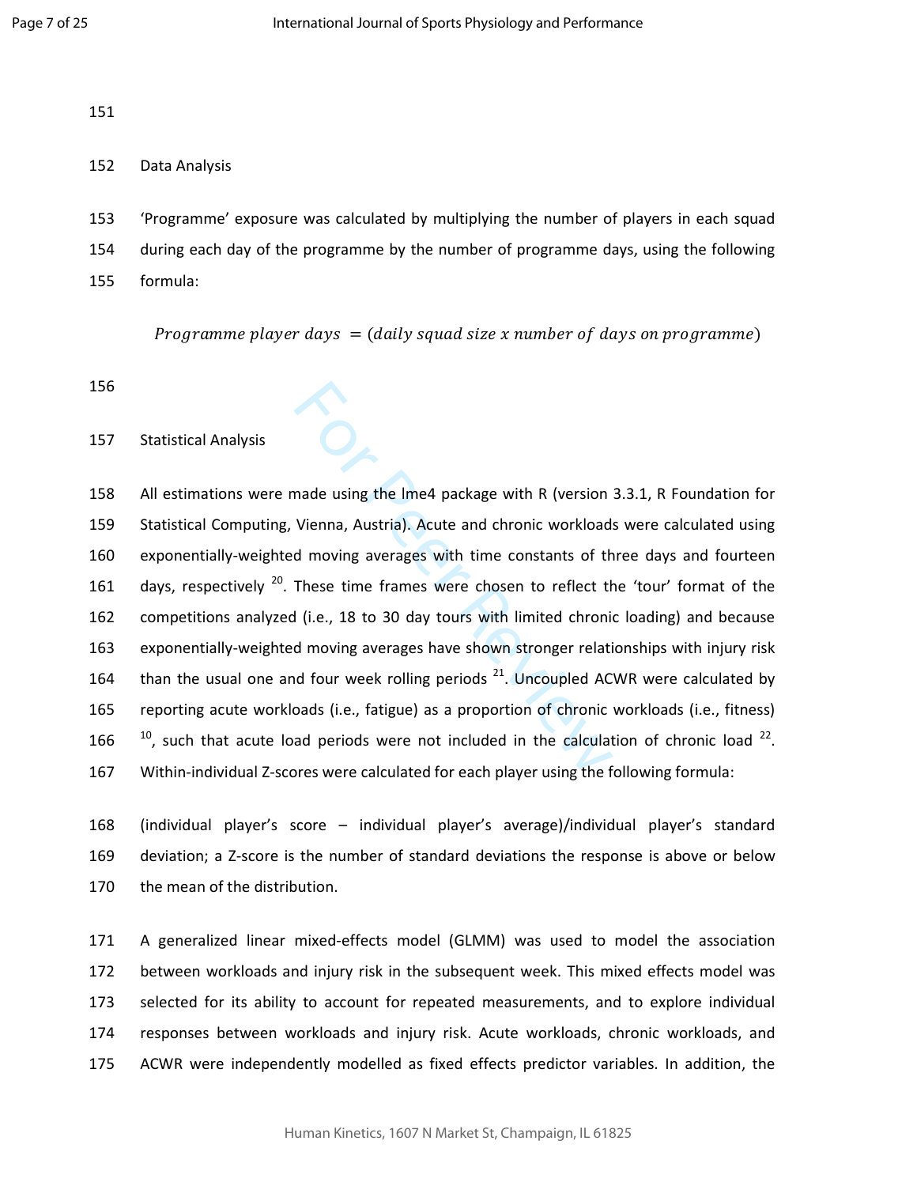## Data Analysis

'Programme' exposure was calculated by multiplying the number of players in each squad during each day of the programme by the number of programme days, using the following formula:

$$Programme\ player\ days\ = (daily\ squad\ size\ x\ number\ of\ days\ on\ programme)$$

## Statistical Analysis

All estimations were made using the lme4 package with R (version 3.3.1, R Foundation for Statistical Computing, Vienna, Austria). Acute and chronic workloads were calculated using exponentially-weighted moving averages with time constants of three days and fourteen days, respectively [20]. These time frames were chosen to reflect the 'tour' format of the competitions analyzed (i.e., 18 to 30 day tours with limited chronic loading) and because exponentially-weighted moving averages have shown stronger relationships with injury risk than the usual one and four week rolling periods [21]. Uncoupled ACWR were calculated by reporting acute workloads (i.e., fatigue) as a proportion of chronic workloads (i.e., fitness) [10], such that acute load periods were not included in the calculation of chronic load [22]. Within-individual Z-scores were calculated for each player using the following formula:

(individual player's score – individual player's average)/individual player's standard deviation; a Z-score is the number of standard deviations the response is above or below the mean of the distribution.

A generalized linear mixed-effects model (GLMM) was used to model the association between workloads and injury risk in the subsequent week. This mixed effects model was selected for its ability to account for repeated measurements, and to explore individual responses between workloads and injury risk. Acute workloads, chronic workloads, and ACWR were independently modelled as fixed effects predictor variables. In addition, the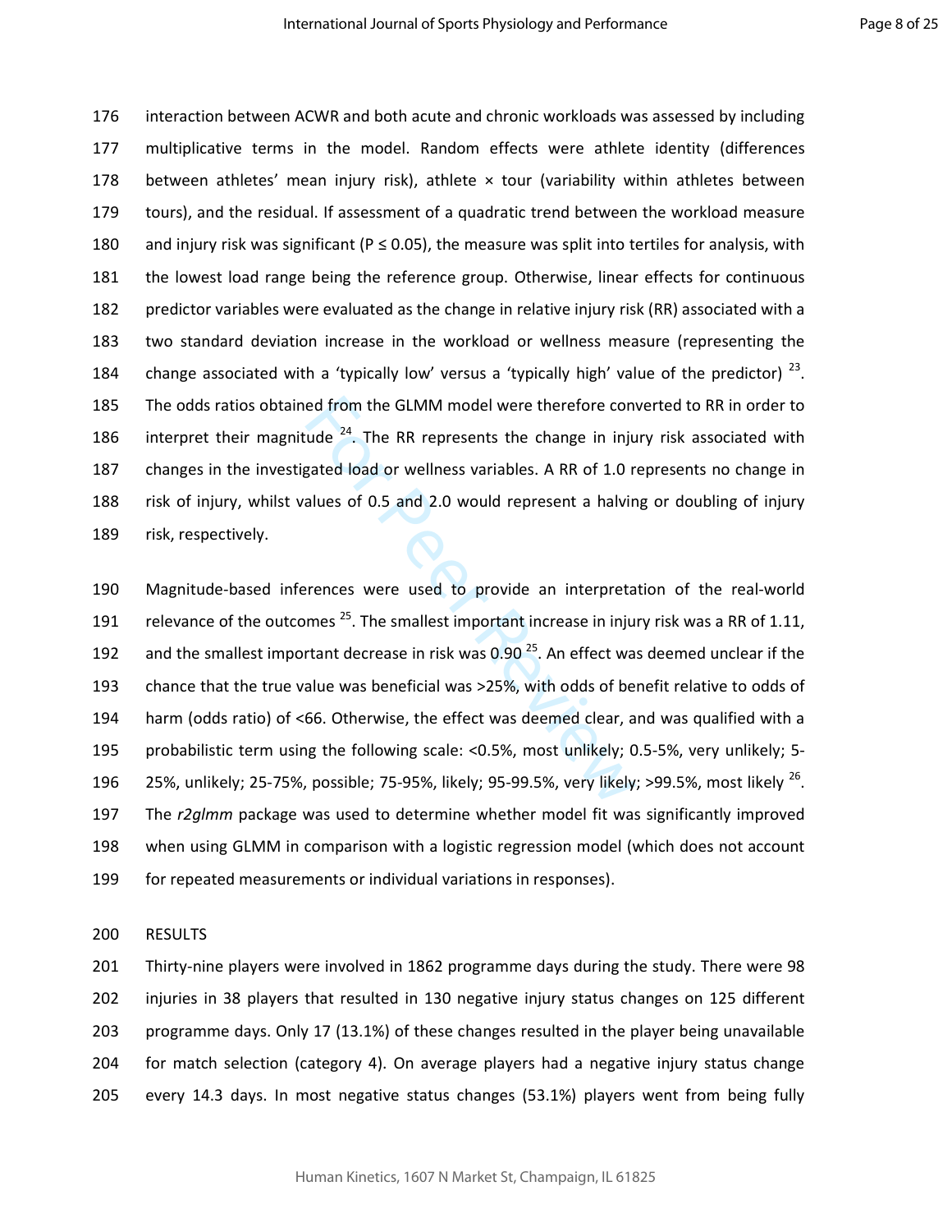interaction between ACWR and both acute and chronic workloads was assessed by including multiplicative terms in the model. Random effects were athlete identity (differences between athletes' mean injury risk), athlete × tour (variability within athletes between tours), and the residual. If assessment of a quadratic trend between the workload measure and injury risk was significant ($P \leq 0.05$), the measure was split into tertiles for analysis, with the lowest load range being the reference group. Otherwise, linear effects for continuous predictor variables were evaluated as the change in relative injury risk (RR) associated with a two standard deviation increase in the workload or wellness measure (representing the change associated with a 'typically low' versus a 'typically high' value of the predictor) [23]. The odds ratios obtained from the GLMM model were therefore converted to RR in order to interpret their magnitude [24]. The RR represents the change in injury risk associated with changes in the investigated load or wellness variables. A RR of 1.0 represents no change in risk of injury, whilst values of 0.5 and 2.0 would represent a halving or doubling of injury risk, respectively.

Magnitude-based inferences were used to provide an interpretation of the real-world relevance of the outcomes [25]. The smallest important increase in injury risk was a RR of 1.11, and the smallest important decrease in risk was 0.90 [25]. An effect was deemed unclear if the chance that the true value was beneficial was >25%, with odds of benefit relative to odds of harm (odds ratio) of <66. Otherwise, the effect was deemed clear, and was qualified with a probabilistic term using the following scale: <0.5%, most unlikely; 0.5-5%, very unlikely; 5-25%, unlikely; 25-75%, possible; 75-95%, likely; 95-99.5%, very likely; >99.5%, most likely [26]. The *r2glmm* package was used to determine whether model fit was significantly improved when using GLMM in comparison with a logistic regression model (which does not account for repeated measurements or individual variations in responses).

## RESULTS

Thirty-nine players were involved in 1862 programme days during the study. There were 98 injuries in 38 players that resulted in 130 negative injury status changes on 125 different programme days. Only 17 (13.1%) of these changes resulted in the player being unavailable for match selection (category 4). On average players had a negative injury status change every 14.3 days. In most negative status changes (53.1%) players went from being fully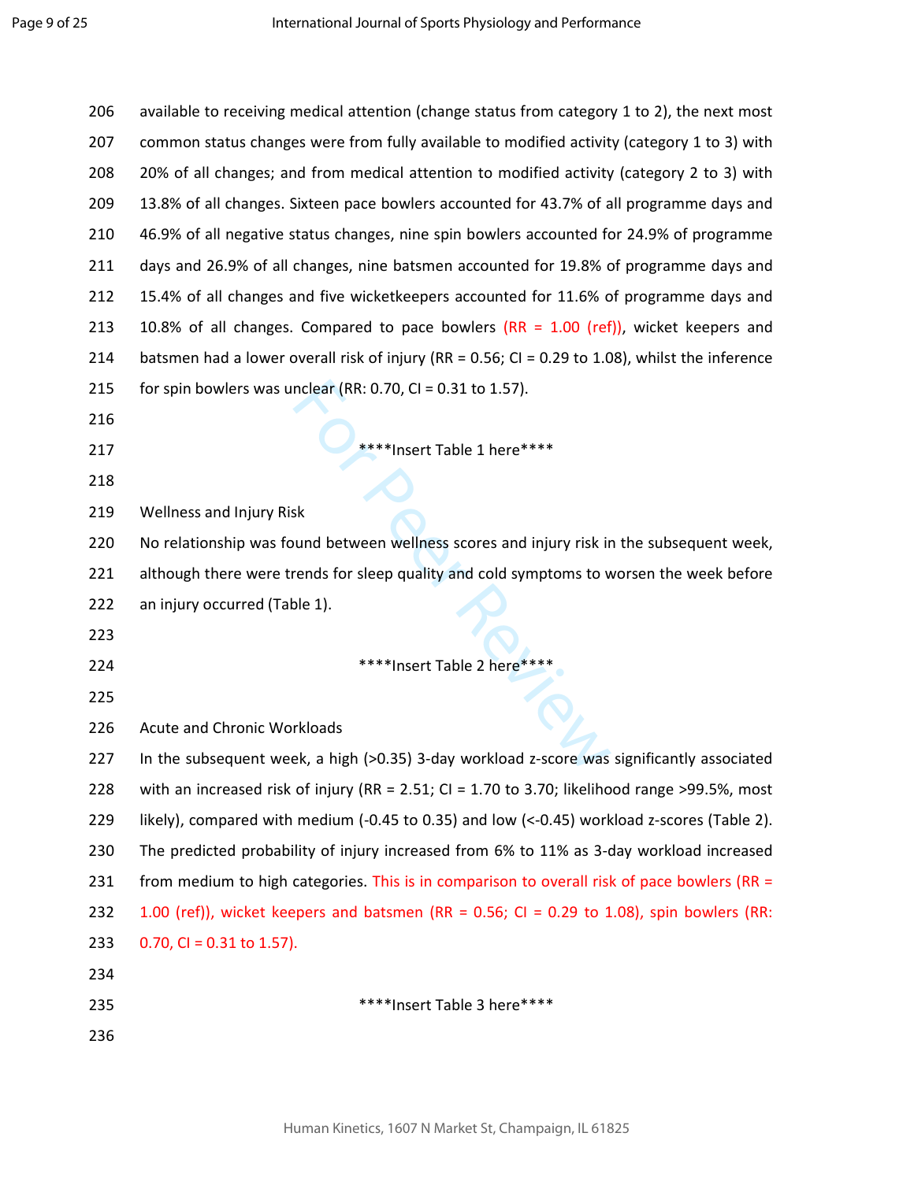available to receiving medical attention (change status from category 1 to 2), the next most common status changes were from fully available to modified activity (category 1 to 3) with 20% of all changes; and from medical attention to modified activity (category 2 to 3) with 13.8% of all changes. Sixteen pace bowlers accounted for 43.7% of all programme days and 46.9% of all negative status changes, nine spin bowlers accounted for 24.9% of programme days and 26.9% of all changes, nine batsmen accounted for 19.8% of programme days and 15.4% of all changes and five wicketkeepers accounted for 11.6% of programme days and 10.8% of all changes. Compared to pace bowlers (RR = 1.00 (ref)), wicket keepers and batsmen had a lower overall risk of injury (RR = 0.56; CI = 0.29 to 1.08), whilst the inference for spin bowlers was unclear (RR: 0.70, CI = 0.31 to 1.57).

****Insert Table 1 here****

## Wellness and Injury Risk

No relationship was found between wellness scores and injury risk in the subsequent week, although there were trends for sleep quality and cold symptoms to worsen the week before an injury occurred (Table 1).

****Insert Table 2 here****

## Acute and Chronic Workloads

In the subsequent week, a high (>0.35) 3-day workload z-score was significantly associated with an increased risk of injury (RR = 2.51; CI = 1.70 to 3.70; likelihood range >99.5%, most likely), compared with medium (-0.45 to 0.35) and low (<-0.45) workload z-scores (Table 2). The predicted probability of injury increased from 6% to 11% as 3-day workload increased from medium to high categories. This is in comparison to overall risk of pace bowlers (RR = 1.00 (ref)), wicket keepers and batsmen (RR = 0.56; CI = 0.29 to 1.08), spin bowlers (RR: 0.70, CI = 0.31 to 1.57).

****Insert Table 3 here****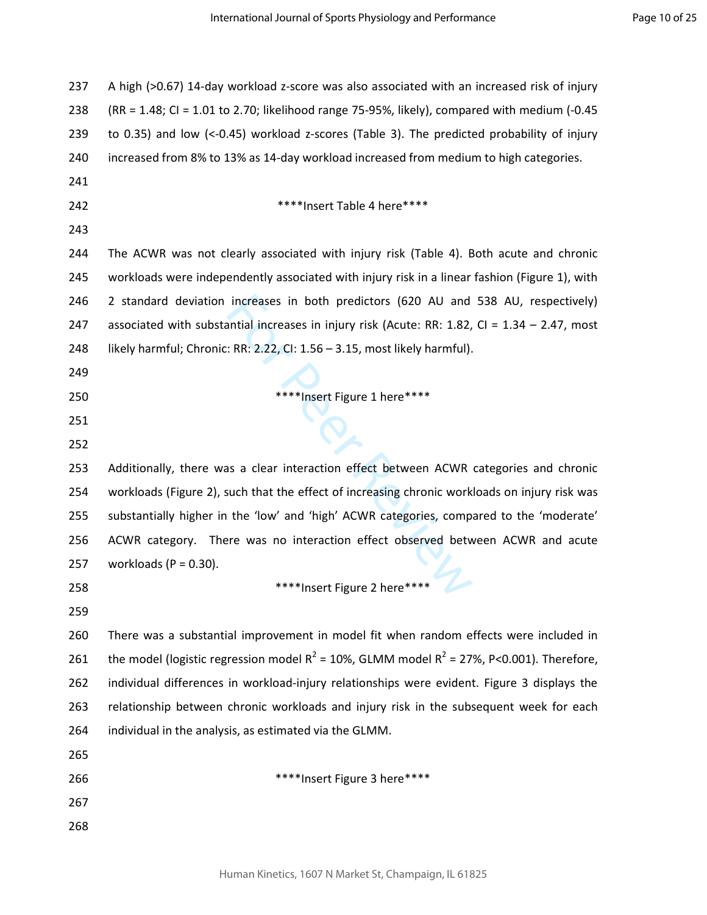A high (>0.67) 14-day workload z-score was also associated with an increased risk of injury (RR = 1.48; CI = 1.01 to 2.70; likelihood range 75-95%, likely), compared with medium (-0.45 to 0.35) and low (<-0.45) workload z-scores (Table 3). The predicted probability of injury increased from 8% to 13% as 14-day workload increased from medium to high categories.

****Insert Table 4 here****

The ACWR was not clearly associated with injury risk (Table 4). Both acute and chronic workloads were independently associated with injury risk in a linear fashion (Figure 1), with 2 standard deviation increases in both predictors (620 AU and 538 AU, respectively) associated with substantial increases in injury risk (Acute: RR: 1.82, CI = 1.34 – 2.47, most likely harmful; Chronic: RR: 2.22, CI: 1.56 – 3.15, most likely harmful).

****Insert Figure 1 here****

Additionally, there was a clear interaction effect between ACWR categories and chronic workloads (Figure 2), such that the effect of increasing chronic workloads on injury risk was substantially higher in the 'low' and 'high' ACWR categories, compared to the 'moderate' ACWR category. There was no interaction effect observed between ACWR and acute workloads ($P = 0.30$).

****Insert Figure 2 here****

There was a substantial improvement in model fit when random effects were included in the model (logistic regression model $R^2 = 10\%$, GLMM model $R^2 = 27\%$, $P<0.001$). Therefore, individual differences in workload-injury relationships were evident. Figure 3 displays the relationship between chronic workloads and injury risk in the subsequent week for each individual in the analysis, as estimated via the GLMM.

****Insert Figure 3 here****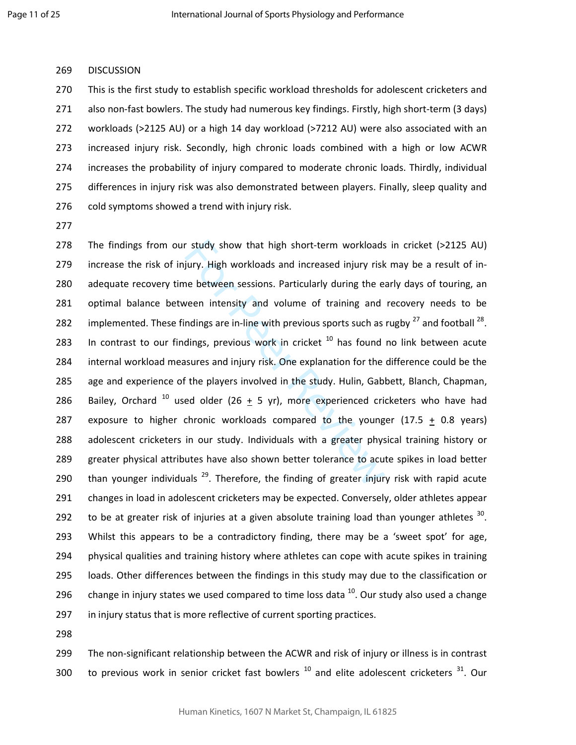## DISCUSSION

This is the first study to establish specific workload thresholds for adolescent cricketers and also non-fast bowlers. The study had numerous key findings. Firstly, high short-term (3 days) workloads (>2125 AU) or a high 14 day workload (>7212 AU) were also associated with an increased injury risk. Secondly, high chronic loads combined with a high or low ACWR increases the probability of injury compared to moderate chronic loads. Thirdly, individual differences in injury risk was also demonstrated between players. Finally, sleep quality and cold symptoms showed a trend with injury risk.

The findings from our study show that high short-term workloads in cricket (>2125 AU) increase the risk of injury. High workloads and increased injury risk may be a result of in-adequate recovery time between sessions. Particularly during the early days of touring, an optimal balance between intensity and volume of training and recovery needs to be implemented. These findings are in-line with previous sports such as rugby [27] and football [28]. In contrast to our findings, previous work in cricket [10] has found no link between acute internal workload measures and injury risk. One explanation for the difference could be the age and experience of the players involved in the study. Hulin, Gabbett, Blanch, Chapman, Bailey, Orchard [10] used older (26 ± 5 yr), more experienced cricketers who have had exposure to higher chronic workloads compared to the younger (17.5 ± 0.8 years) adolescent cricketers in our study. Individuals with a greater physical training history or greater physical attributes have also shown better tolerance to acute spikes in load better than younger individuals [29]. Therefore, the finding of greater injury risk with rapid acute changes in load in adolescent cricketers may be expected. Conversely, older athletes appear to be at greater risk of injuries at a given absolute training load than younger athletes [30]. Whilst this appears to be a contradictory finding, there may be a 'sweet spot' for age, physical qualities and training history where athletes can cope with acute spikes in training loads. Other differences between the findings in this study may due to the classification or change in injury states we used compared to time loss data [10]. Our study also used a change in injury status that is more reflective of current sporting practices.

The non-significant relationship between the ACWR and risk of injury or illness is in contrast to previous work in senior cricket fast bowlers [10] and elite adolescent cricketers [31]. Our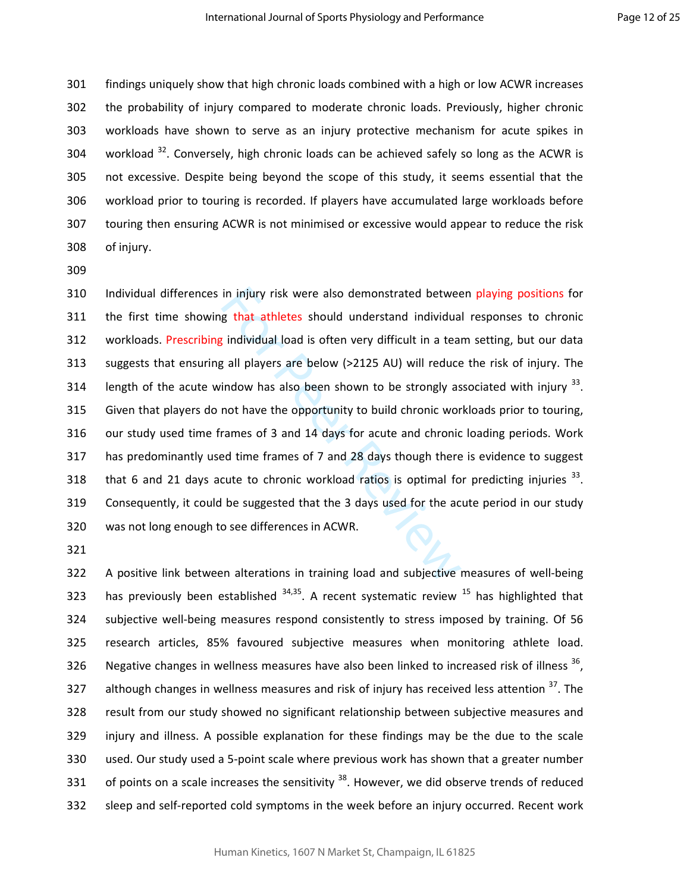findings uniquely show that high chronic loads combined with a high or low ACWR increases the probability of injury compared to moderate chronic loads. Previously, higher chronic workloads have shown to serve as an injury protective mechanism for acute spikes in workload [32]. Conversely, high chronic loads can be achieved safely so long as the ACWR is not excessive. Despite being beyond the scope of this study, it seems essential that the workload prior to touring is recorded. If players have accumulated large workloads before touring then ensuring ACWR is not minimised or excessive would appear to reduce the risk of injury.

Individual differences in injury risk were also demonstrated between playing positions for the first time showing that athletes should understand individual responses to chronic workloads. Prescribing individual load is often very difficult in a team setting, but our data suggests that ensuring all players are below (>2125 AU) will reduce the risk of injury. The length of the acute window has also been shown to be strongly associated with injury [33]. Given that players do not have the opportunity to build chronic workloads prior to touring, our study used time frames of 3 and 14 days for acute and chronic loading periods. Work has predominantly used time frames of 7 and 28 days though there is evidence to suggest that 6 and 21 days acute to chronic workload ratios is optimal for predicting injuries [33]. Consequently, it could be suggested that the 3 days used for the acute period in our study was not long enough to see differences in ACWR.

A positive link between alterations in training load and subjective measures of well-being has previously been established [34,35]. A recent systematic review [15] has highlighted that subjective well-being measures respond consistently to stress imposed by training. Of 56 research articles, 85% favoured subjective measures when monitoring athlete load. Negative changes in wellness measures have also been linked to increased risk of illness [36], although changes in wellness measures and risk of injury has received less attention [37]. The result from our study showed no significant relationship between subjective measures and injury and illness. A possible explanation for these findings may be the due to the scale used. Our study used a 5-point scale where previous work has shown that a greater number of points on a scale increases the sensitivity [38]. However, we did observe trends of reduced sleep and self-reported cold symptoms in the week before an injury occurred. Recent work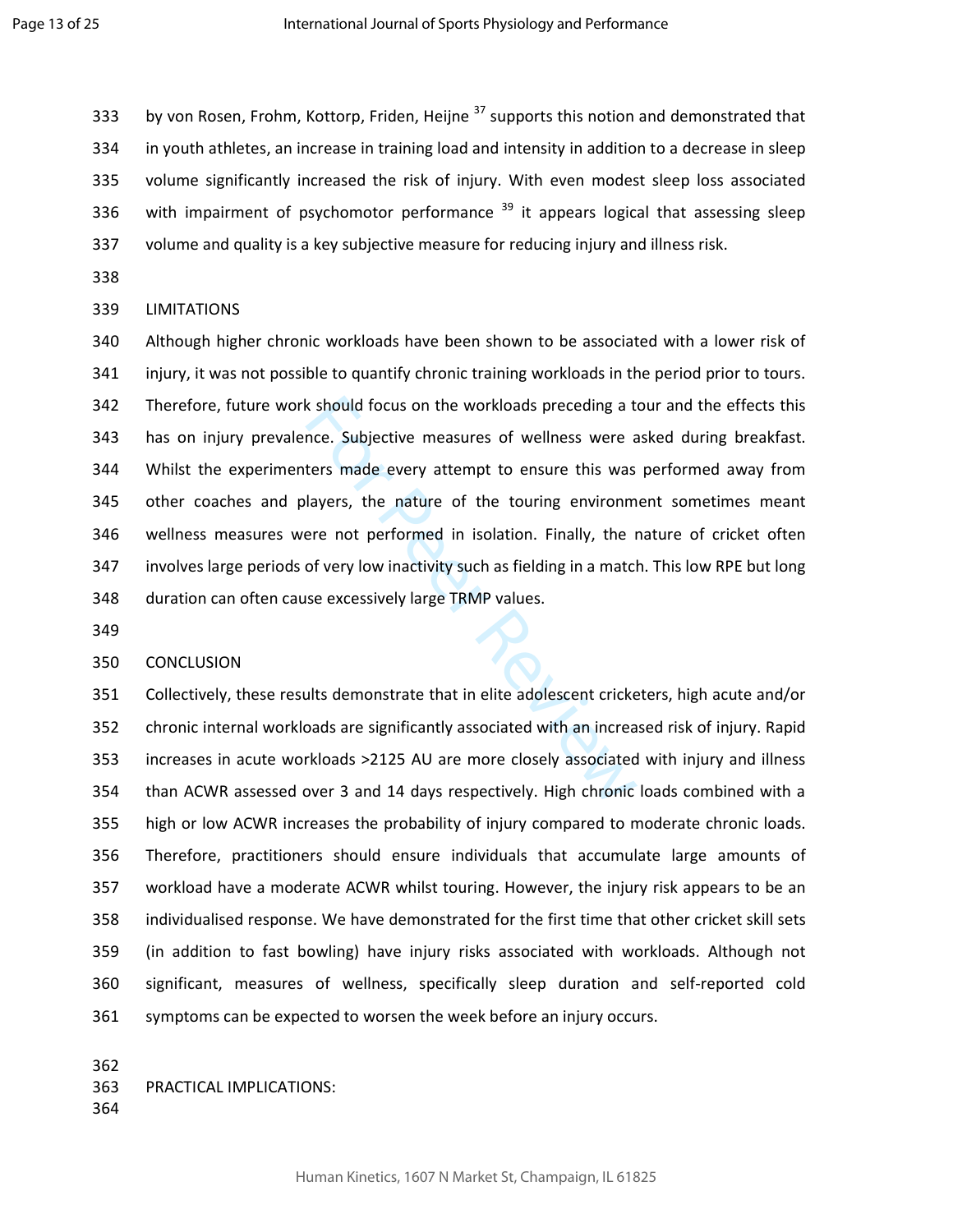by von Rosen, Frohm, Kottorp, Friden, Heijne [37] supports this notion and demonstrated that in youth athletes, an increase in training load and intensity in addition to a decrease in sleep volume significantly increased the risk of injury. With even modest sleep loss associated with impairment of psychomotor performance [39] it appears logical that assessing sleep volume and quality is a key subjective measure for reducing injury and illness risk.

## LIMITATIONS

Although higher chronic workloads have been shown to be associated with a lower risk of injury, it was not possible to quantify chronic training workloads in the period prior to tours. Therefore, future work should focus on the workloads preceding a tour and the effects this has on injury prevalence. Subjective measures of wellness were asked during breakfast. Whilst the experimenters made every attempt to ensure this was performed away from other coaches and players, the nature of the touring environment sometimes meant wellness measures were not performed in isolation. Finally, the nature of cricket often involves large periods of very low inactivity such as fielding in a match. This low RPE but long duration can often cause excessively large TRMP values.

## CONCLUSION

Collectively, these results demonstrate that in elite adolescent cricketers, high acute and/or chronic internal workloads are significantly associated with an increased risk of injury. Rapid increases in acute workloads >2125 AU are more closely associated with injury and illness than ACWR assessed over 3 and 14 days respectively. High chronic loads combined with a high or low ACWR increases the probability of injury compared to moderate chronic loads. Therefore, practitioners should ensure individuals that accumulate large amounts of workload have a moderate ACWR whilst touring. However, the injury risk appears to be an individualised response. We have demonstrated for the first time that other cricket skill sets (in addition to fast bowling) have injury risks associated with workloads. Although not significant, measures of wellness, specifically sleep duration and self-reported cold symptoms can be expected to worsen the week before an injury occurs.

## PRACTICAL IMPLICATIONS: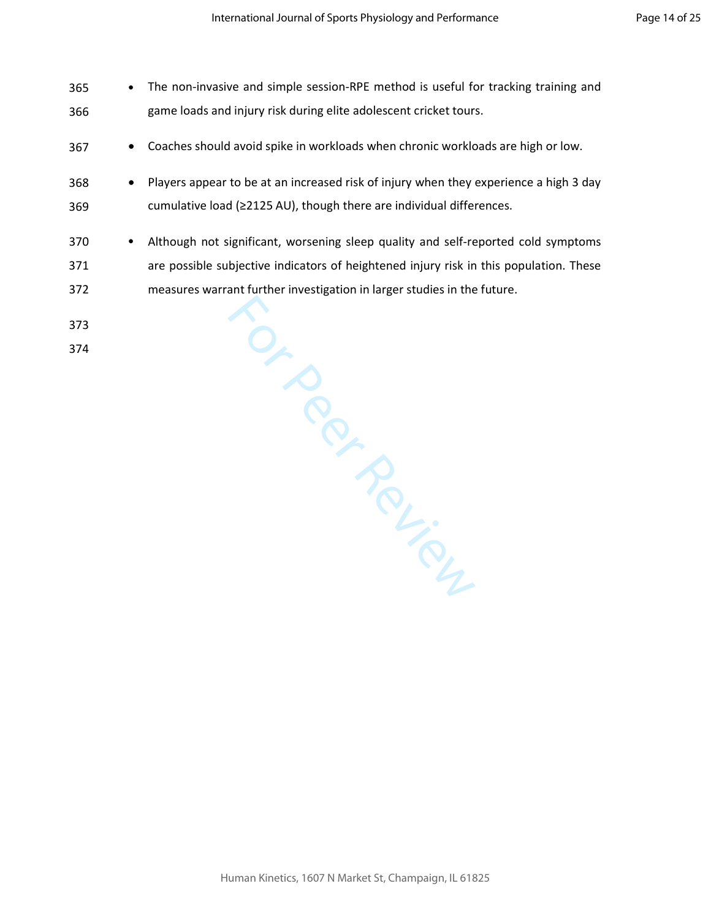- The non-invasive and simple session-RPE method is useful for tracking training and game loads and injury risk during elite adolescent cricket tours.
- Coaches should avoid spike in workloads when chronic workloads are high or low.
- Players appear to be at an increased risk of injury when they experience a high 3 day cumulative load (≥2125 AU), though there are individual differences.
- Although not significant, worsening sleep quality and self-reported cold symptoms are possible subjective indicators of heightened injury risk in this population. These measures warrant further investigation in larger studies in the future.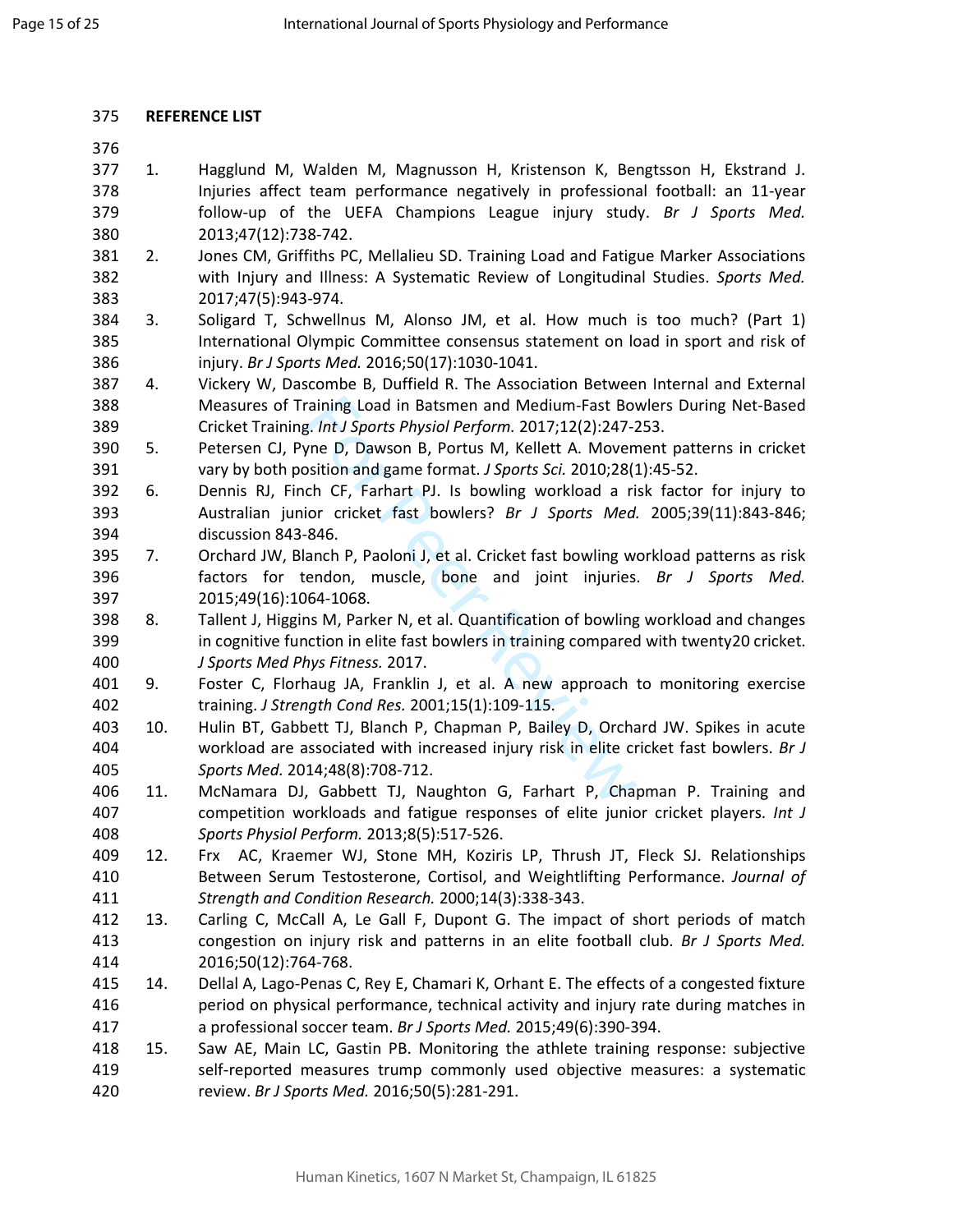**REFERENCE LIST**

1. Hagglund M, Walden M, Magnusson H, Kristenson K, Bengtsson H, Ekstrand J. Injuries affect team performance negatively in professional football: an 11-year follow-up of the UEFA Champions League injury study. *Br J Sports Med.* 2013;47(12):738-742.
2. Jones CM, Griffiths PC, Mellalieu SD. Training Load and Fatigue Marker Associations with Injury and Illness: A Systematic Review of Longitudinal Studies. *Sports Med.* 2017;47(5):943-974.
3. Soligard T, Schwellnus M, Alonso JM, et al. How much is too much? (Part 1) International Olympic Committee consensus statement on load in sport and risk of injury. *Br J Sports Med.* 2016;50(17):1030-1041.
4. Vickery W, Dascombe B, Duffield R. The Association Between Internal and External Measures of Training Load in Batsmen and Medium-Fast Bowlers During Net-Based Cricket Training. *Int J Sports Physiol Perform.* 2017;12(2):247-253.
5. Petersen CJ, Pyne D, Dawson B, Portus M, Kellett A. Movement patterns in cricket vary by both position and game format. *J Sports Sci.* 2010;28(1):45-52.
6. Dennis RJ, Finch CF, Farhart PJ. Is bowling workload a risk factor for injury to Australian junior cricket fast bowlers? *Br J Sports Med.* 2005;39(11):843-846; discussion 843-846.
7. Orchard JW, Blanch P, Paoloni J, et al. Cricket fast bowling workload patterns as risk factors for tendon, muscle, bone and joint injuries. *Br J Sports Med.* 2015;49(16):1064-1068.
8. Tallent J, Higgins M, Parker N, et al. Quantification of bowling workload and changes in cognitive function in elite fast bowlers in training compared with twenty20 cricket. *J Sports Med Phys Fitness.* 2017.
9. Foster C, Florhaug JA, Franklin J, et al. A new approach to monitoring exercise training. *J Strength Cond Res.* 2001;15(1):109-115.
10. Hulin BT, Gabbett TJ, Blanch P, Chapman P, Bailey D, Orchard JW. Spikes in acute workload are associated with increased injury risk in elite cricket fast bowlers. *Br J Sports Med.* 2014;48(8):708-712.
11. McNamara DJ, Gabbett TJ, Naughton G, Farhart P, Chapman P. Training and competition workloads and fatigue responses of elite junior cricket players. *Int J Sports Physiol Perform.* 2013;8(5):517-526.
12. Frx AC, Kraemer WJ, Stone MH, Koziris LP, Thrush JT, Fleck SJ. Relationships Between Serum Testosterone, Cortisol, and Weightlifting Performance. *Journal of Strength and Condition Research.* 2000;14(3):338-343.
13. Carling C, McCall A, Le Gall F, Dupont G. The impact of short periods of match congestion on injury risk and patterns in an elite football club. *Br J Sports Med.* 2016;50(12):764-768.
14. Dellal A, Lago-Penas C, Rey E, Chamari K, Orhant E. The effects of a congested fixture period on physical performance, technical activity and injury rate during matches in a professional soccer team. *Br J Sports Med.* 2015;49(6):390-394.
15. Saw AE, Main LC, Gastin PB. Monitoring the athlete training response: subjective self-reported measures trump commonly used objective measures: a systematic review. *Br J Sports Med.* 2016;50(5):281-291.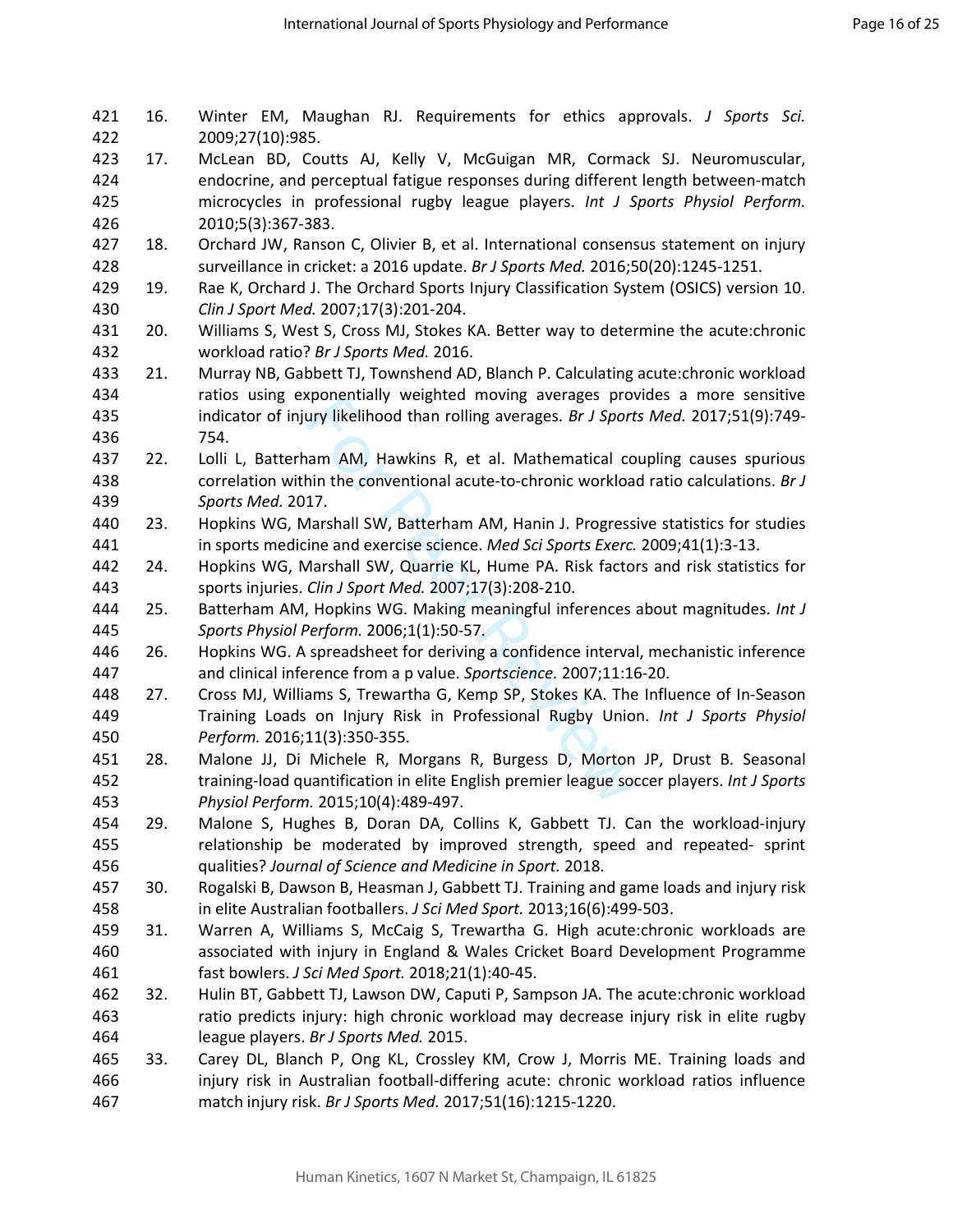16. Winter EM, Maughan RJ. Requirements for ethics approvals. *J Sports Sci.* 2009;27(10):985.
17. McLean BD, Coutts AJ, Kelly V, McGuigan MR, Cormack SJ. Neuromuscular, endocrine, and perceptual fatigue responses during different length between-match microcycles in professional rugby league players. *Int J Sports Physiol Perform.* 2010;5(3):367-383.
18. Orchard JW, Ranson C, Olivier B, et al. International consensus statement on injury surveillance in cricket: a 2016 update. *Br J Sports Med.* 2016;50(20):1245-1251.
19. Rae K, Orchard J. The Orchard Sports Injury Classification System (OSICS) version 10. *Clin J Sport Med.* 2007;17(3):201-204.
20. Williams S, West S, Cross MJ, Stokes KA. Better way to determine the acute:chronic workload ratio? *Br J Sports Med.* 2016.
21. Murray NB, Gabbett TJ, Townshend AD, Blanch P. Calculating acute:chronic workload ratios using exponentially weighted moving averages provides a more sensitive indicator of injury likelihood than rolling averages. *Br J Sports Med.* 2017;51(9):749-754.
22. Lolli L, Batterham AM, Hawkins R, et al. Mathematical coupling causes spurious correlation within the conventional acute-to-chronic workload ratio calculations. *Br J Sports Med.* 2017.
23. Hopkins WG, Marshall SW, Batterham AM, Hanin J. Progressive statistics for studies in sports medicine and exercise science. *Med Sci Sports Exerc.* 2009;41(1):3-13.
24. Hopkins WG, Marshall SW, Quarrie KL, Hume PA. Risk factors and risk statistics for sports injuries. *Clin J Sport Med.* 2007;17(3):208-210.
25. Batterham AM, Hopkins WG. Making meaningful inferences about magnitudes. *Int J Sports Physiol Perform.* 2006;1(1):50-57.
26. Hopkins WG. A spreadsheet for deriving a confidence interval, mechanistic inference and clinical inference from a p value. *Sportscience.* 2007;11:16-20.
27. Cross MJ, Williams S, Trewartha G, Kemp SP, Stokes KA. The Influence of In-Season Training Loads on Injury Risk in Professional Rugby Union. *Int J Sports Physiol Perform.* 2016;11(3):350-355.
28. Malone JJ, Di Michele R, Morgans R, Burgess D, Morton JP, Drust B. Seasonal training-load quantification in elite English premier league soccer players. *Int J Sports Physiol Perform.* 2015;10(4):489-497.
29. Malone S, Hughes B, Doran DA, Collins K, Gabbett TJ. Can the workload-injury relationship be moderated by improved strength, speed and repeated- sprint qualities? *Journal of Science and Medicine in Sport.* 2018.
30. Rogalski B, Dawson B, Heasman J, Gabbett TJ. Training and game loads and injury risk in elite Australian footballers. *J Sci Med Sport.* 2013;16(6):499-503.
31. Warren A, Williams S, McCaig S, Trewartha G. High acute:chronic workloads are associated with injury in England & Wales Cricket Board Development Programme fast bowlers. *J Sci Med Sport.* 2018;21(1):40-45.
32. Hulin BT, Gabbett TJ, Lawson DW, Caputi P, Sampson JA. The acute:chronic workload ratio predicts injury: high chronic workload may decrease injury risk in elite rugby league players. *Br J Sports Med.* 2015.
33. Carey DL, Blanch P, Ong KL, Crossley KM, Crow J, Morris ME. Training loads and injury risk in Australian football-differing acute: chronic workload ratios influence match injury risk. *Br J Sports Med.* 2017;51(16):1215-1220.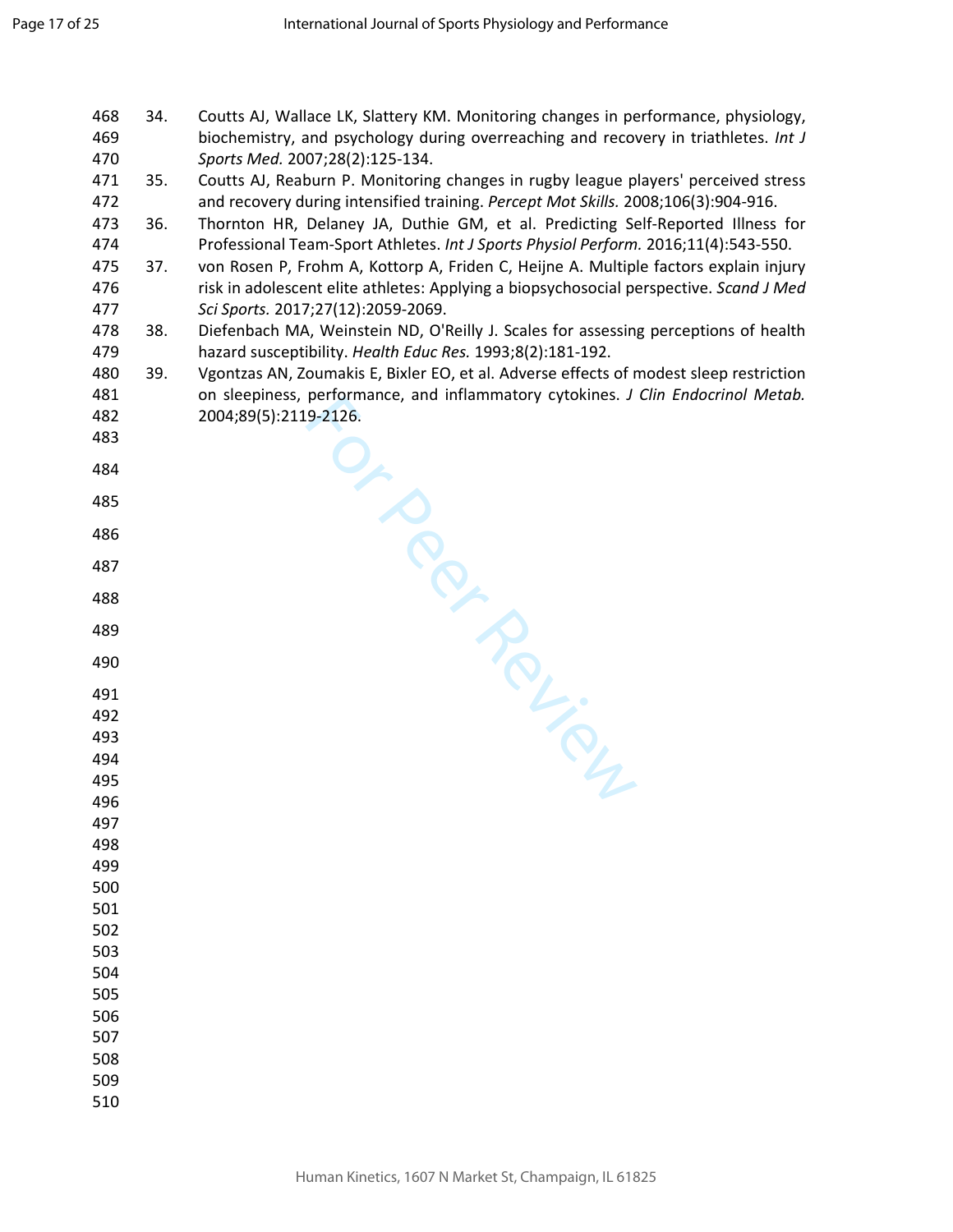34. Coutts AJ, Wallace LK, Slattery KM. Monitoring changes in performance, physiology, biochemistry, and psychology during overreaching and recovery in triathletes. *Int J Sports Med.* 2007;28(2):125-134.
35. Coutts AJ, Reaburn P. Monitoring changes in rugby league players' perceived stress and recovery during intensified training. *Percept Mot Skills.* 2008;106(3):904-916.
36. Thornton HR, Delaney JA, Duthie GM, et al. Predicting Self-Reported Illness for Professional Team-Sport Athletes. *Int J Sports Physiol Perform.* 2016;11(4):543-550.
37. von Rosen P, Frohm A, Kottorp A, Friden C, Heijne A. Multiple factors explain injury risk in adolescent elite athletes: Applying a biopsychosocial perspective. *Scand J Med Sci Sports.* 2017;27(12):2059-2069.
38. Diefenbach MA, Weinstein ND, O'Reilly J. Scales for assessing perceptions of health hazard susceptibility. *Health Educ Res.* 1993;8(2):181-192.
39. Vgontzas AN, Zoumakis E, Bixler EO, et al. Adverse effects of modest sleep restriction on sleepiness, performance, and inflammatory cytokines. *J Clin Endocrinol Metab.* 2004;89(5):2119-2126.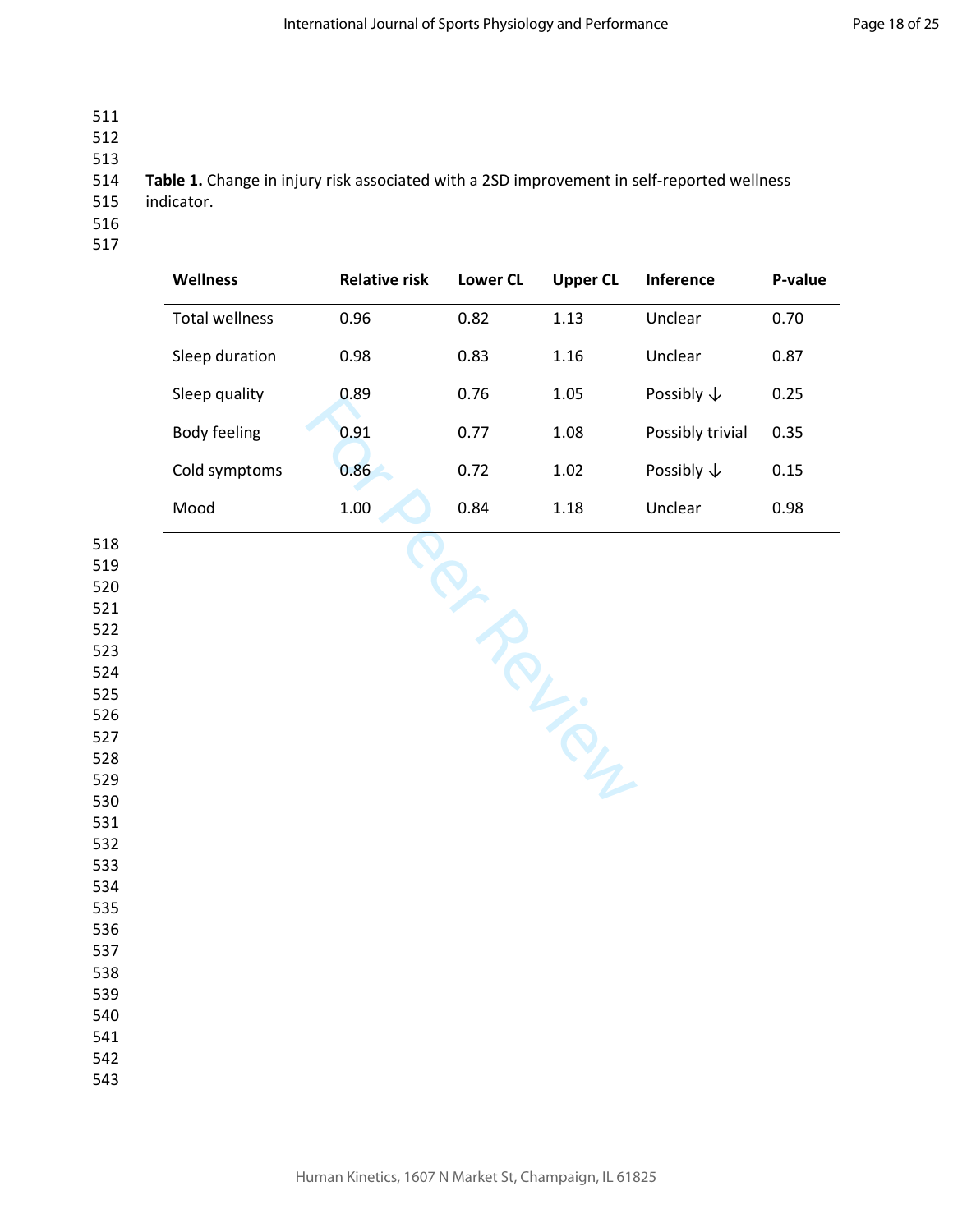**Table 1.** Change in injury risk associated with a 2SD improvement in self-reported wellness indicator.

| Wellness | Relative risk | Lower CL | Upper CL | Inference | P-value |
|---|---|---|---|---|---|
| Total wellness | 0.96 | 0.82 | 1.13 | Unclear | 0.70 |
| Sleep duration | 0.98 | 0.83 | 1.16 | Unclear | 0.87 |
| Sleep quality | 0.89 | 0.76 | 1.05 | Possibly ↓ | 0.25 |
| Body feeling | 0.91 | 0.77 | 1.08 | Possibly trivial | 0.35 |
| Cold symptoms | 0.86 | 0.72 | 1.02 | Possibly ↓ | 0.15 |
| Mood | 1.00 | 0.84 | 1.18 | Unclear | 0.98 |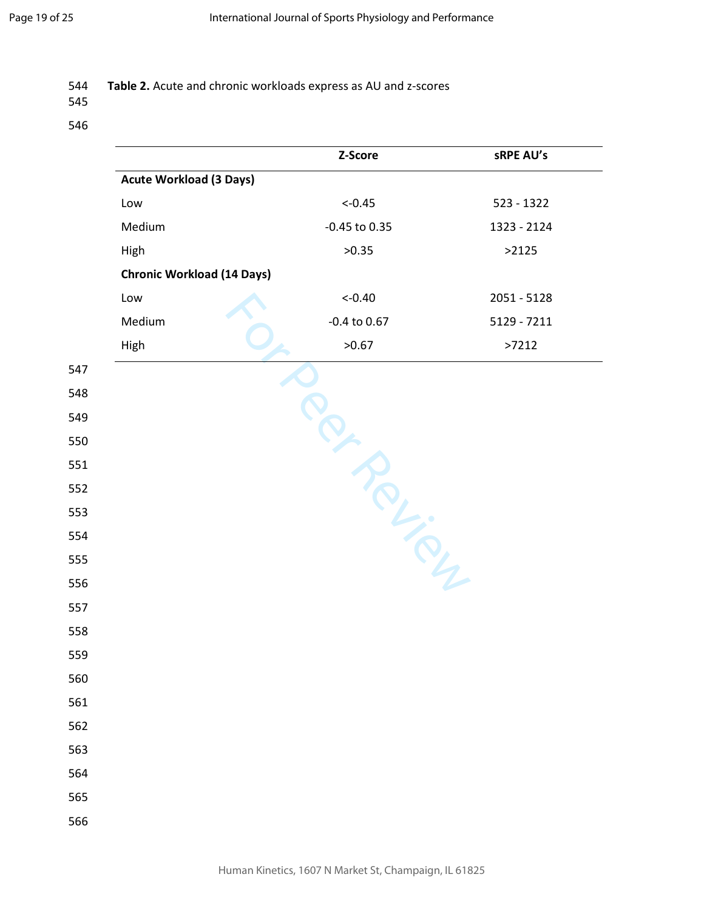**Table 2.** Acute and chronic workloads express as AU and z-scores

| | Z-Score | sRPE AU's |
|---|---|---|
| **Acute Workload (3 Days)** | | |
| Low | <-0.45 | 523 - 1322 |
| Medium | -0.45 to 0.35 | 1323 - 2124 |
| High | >0.35 | >2125 |
| **Chronic Workload (14 Days)** | | |
| Low | <-0.40 | 2051 - 5128 |
| Medium | -0.4 to 0.67 | 5129 - 7211 |
| High | >0.67 | >7212 |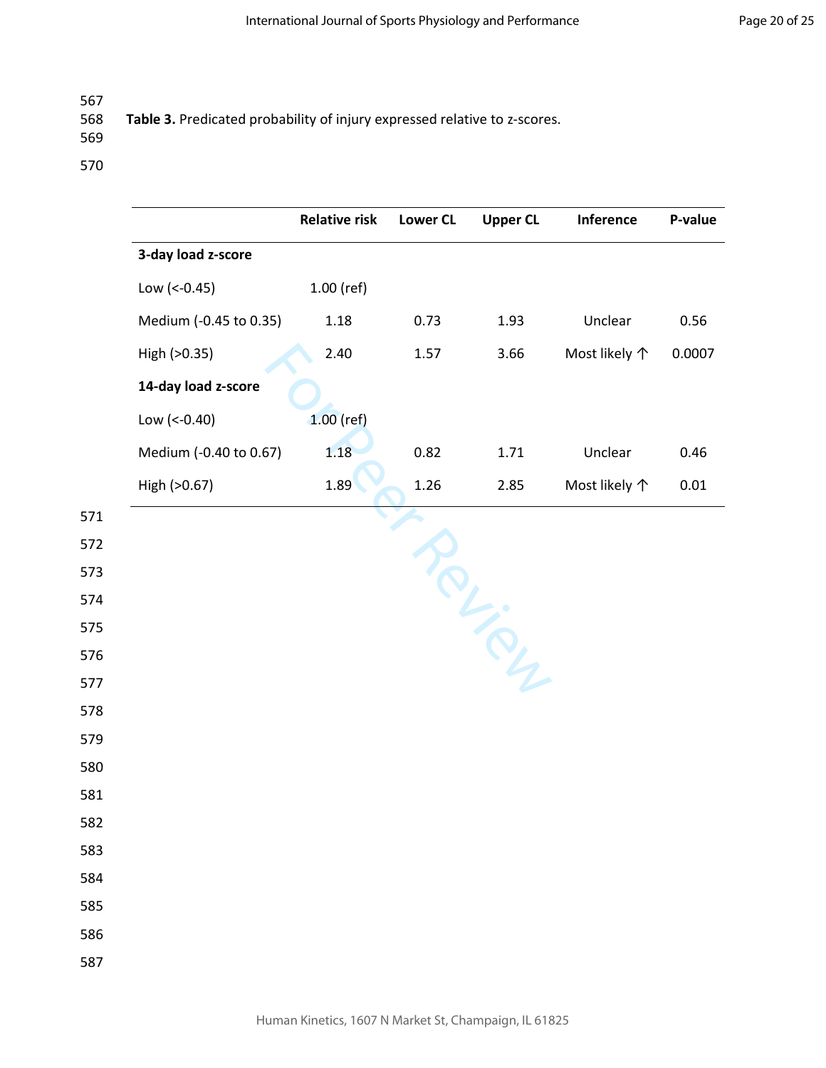**Table 3.** Predicated probability of injury expressed relative to z-scores.

| | Relative risk | Lower CL | Upper CL | Inference | P-value |
|---|---|---|---|---|---|
| **3-day load z-score** | | | | | |
| Low (<-0.45) | 1.00 (ref) | | | | |
| Medium (-0.45 to 0.35) | 1.18 | 0.73 | 1.93 | Unclear | 0.56 |
| High (>0.35) | 2.40 | 1.57 | 3.66 | Most likely ↑ | 0.0007 |
| **14-day load z-score** | | | | | |
| Low (<-0.40) | 1.00 (ref) | | | | |
| Medium (-0.40 to 0.67) | 1.18 | 0.82 | 1.71 | Unclear | 0.46 |
| High (>0.67) | 1.89 | 1.26 | 2.85 | Most likely ↑ | 0.01 |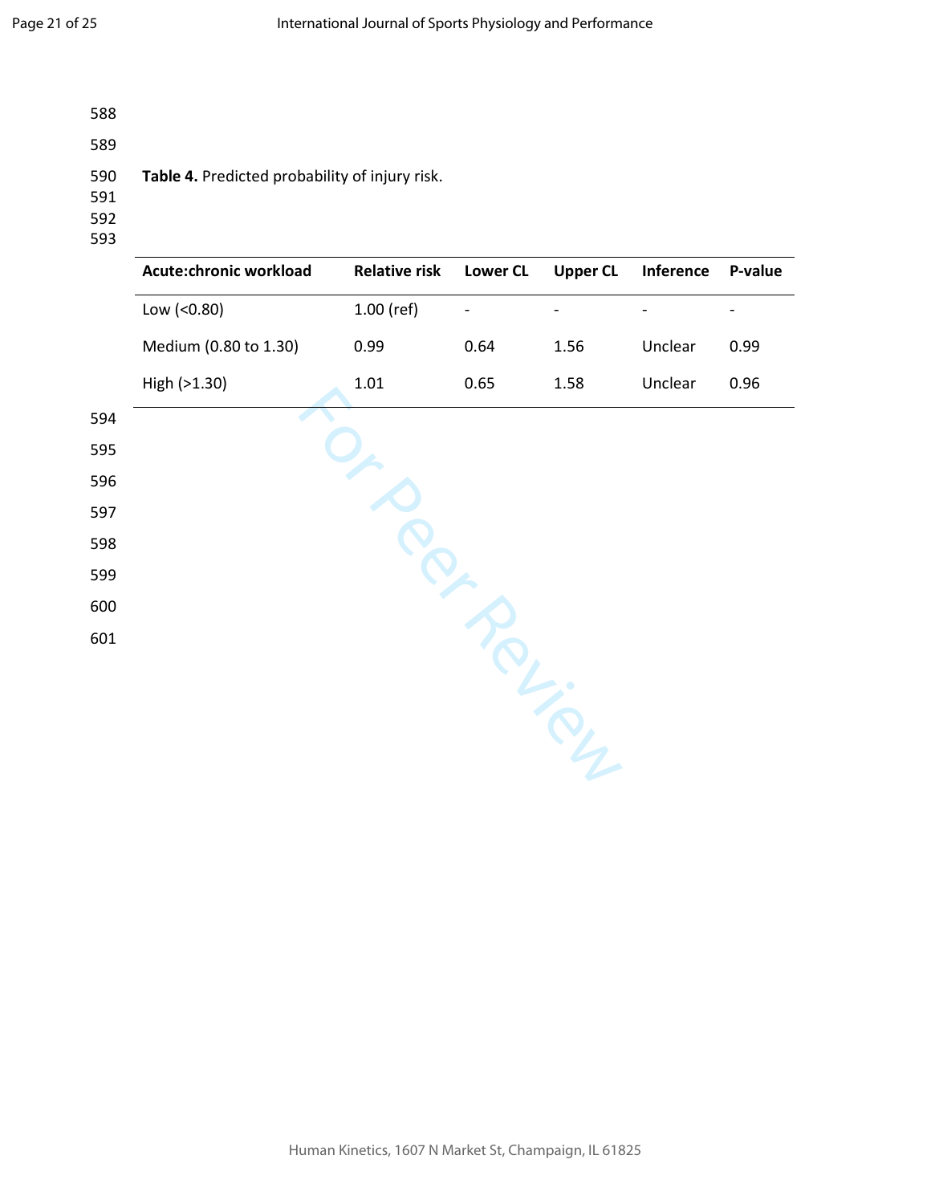**Table 4.** Predicted probability of injury risk.

| Acute:chronic workload | Relative risk | Lower CL | Upper CL | Inference | P-value |
|---|---|---|---|---|---|
| Low (<0.80) | 1.00 (ref) | - | - | - | - |
| Medium (0.80 to 1.30) | 0.99 | 0.64 | 1.56 | Unclear | 0.99 |
| High (>1.30) | 1.01 | 0.65 | 1.58 | Unclear | 0.96 |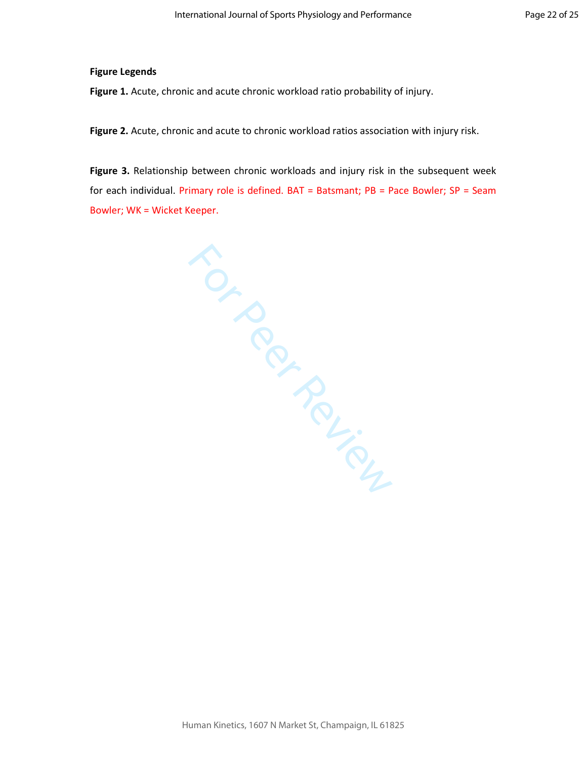**Figure Legends**

**Figure 1.** Acute, chronic and acute chronic workload ratio probability of injury.

**Figure 2.** Acute, chronic and acute to chronic workload ratios association with injury risk.

**Figure 3.** Relationship between chronic workloads and injury risk in the subsequent week for each individual. Primary role is defined. BAT = Batsmant; PB = Pace Bowler; SP = Seam Bowler; WK = Wicket Keeper.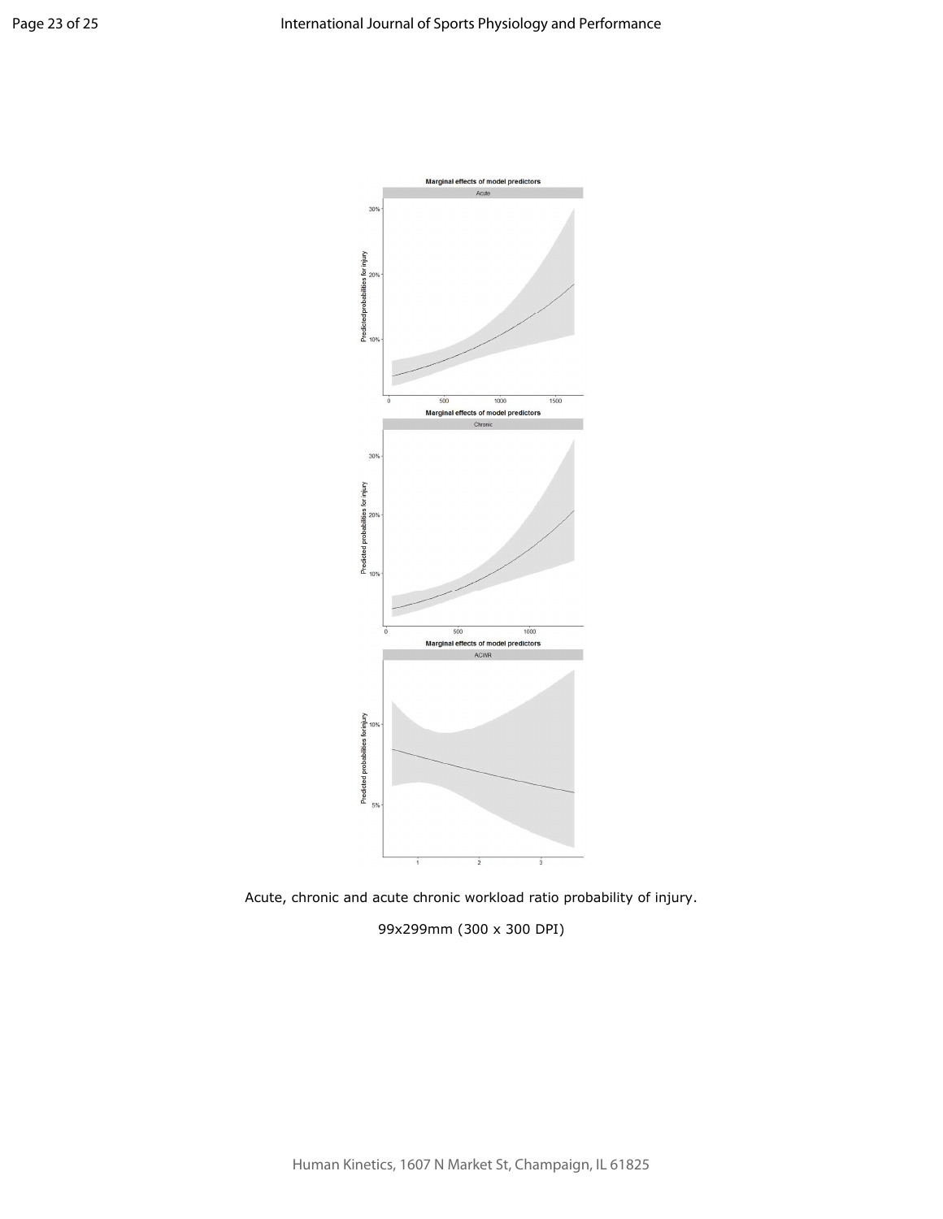Acute, chronic and acute chronic workload ratio probability of injury.

99x299mm (300 x 300 DPI)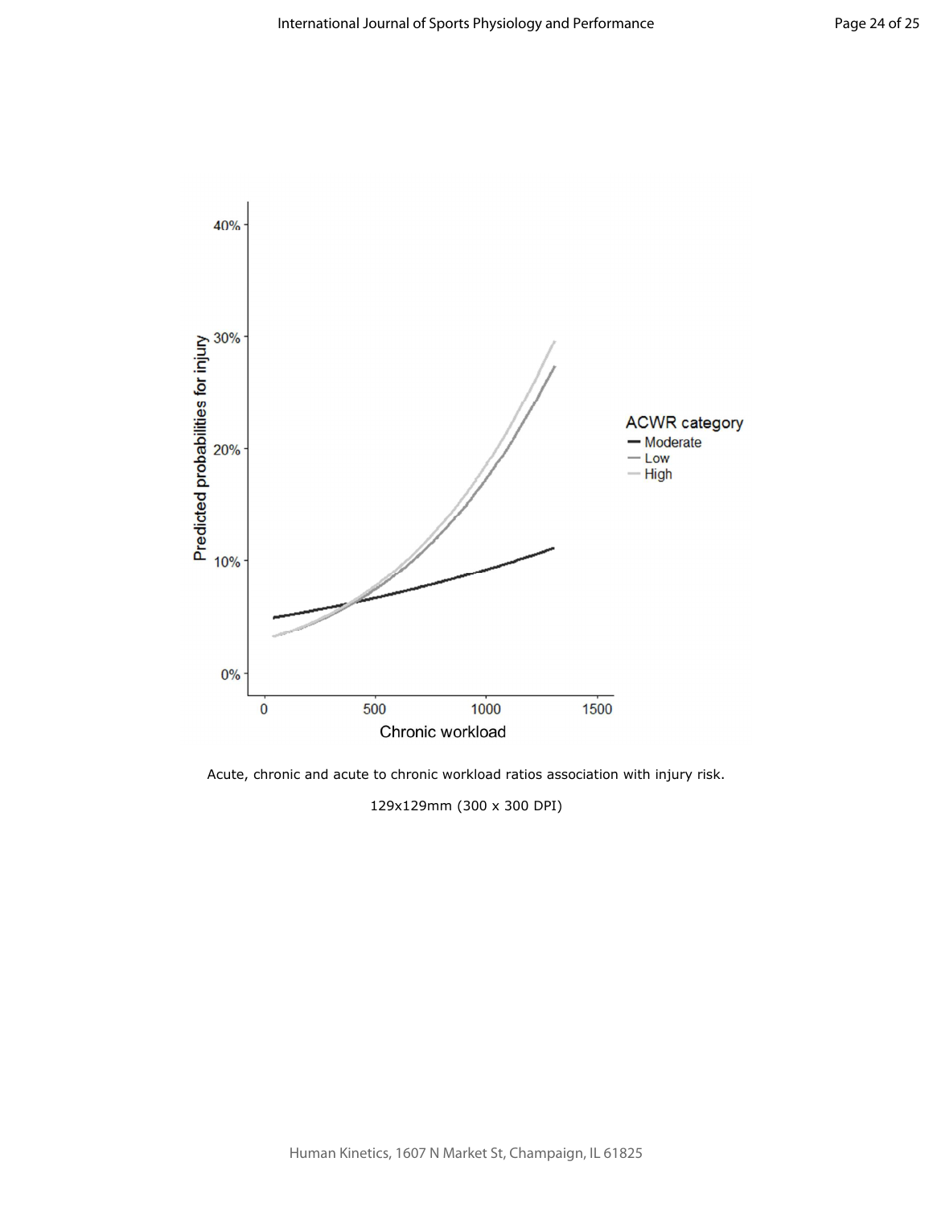Acute, chronic and acute to chronic workload ratios association with injury risk.

129x129mm (300 x 300 DPI)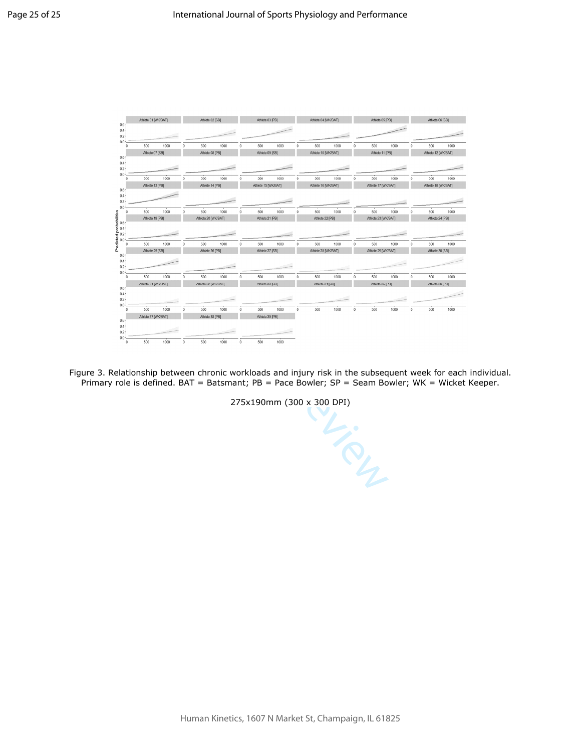Predicted probabilities

Athlete 01 [WK/BAT]
Athlete 02 [SB]
Athlete 03 [PB]
Athlete 04 [WK/BAT]
Athlete 05 [PB]
Athlete 06 [SB]
Athlete 07 [SB]
Athlete 08 [PB]
Athlete 09 [SB]
Athlete 10 [WK/BAT]
Athlete 11 [PB]
Athlete 12 [WK/BAT]
Athlete 13 [PB]
Athlete 14 [PB]
Athlete 15 [WK/BAT]
Athlete 16 [WK/BAT]
Athlete 17 [WK/BAT]
Athlete 18 [WK/BAT]
Athlete 19 [PB]
Athlete 20 [WK/BAT]
Athlete 21 [PB]
Athlete 22 [PB]
Athlete 23 [WK/BAT]
Athlete 24 [PB]
Athlete 25 [SB]
Athlete 26 [PB]
Athlete 27 [SB]
Athlete 28 [WK/BAT]
Athlete 29 [WK/BAT]
Athlete 30 [SB]
Athlete 31 [WK/BAT]
Athlete 32 [WK/BAT]
Athlete 33 [SB]
Athlete 34 [SB]
Athlete 35 [PB]
Athlete 36 [PB]
Athlete 37 [WK/BAT]
Athlete 38 [PB]
Athlete 39 [PB]

0.0
0.2
0.4
0.6

0
500
1000

Figure 3. Relationship between chronic workloads and injury risk in the subsequent week for each individual. Primary role is defined. BAT = Batsmant; PB = Pace Bowler; SP = Seam Bowler; WK = Wicket Keeper.

275x190mm (300 x 300 DPI)